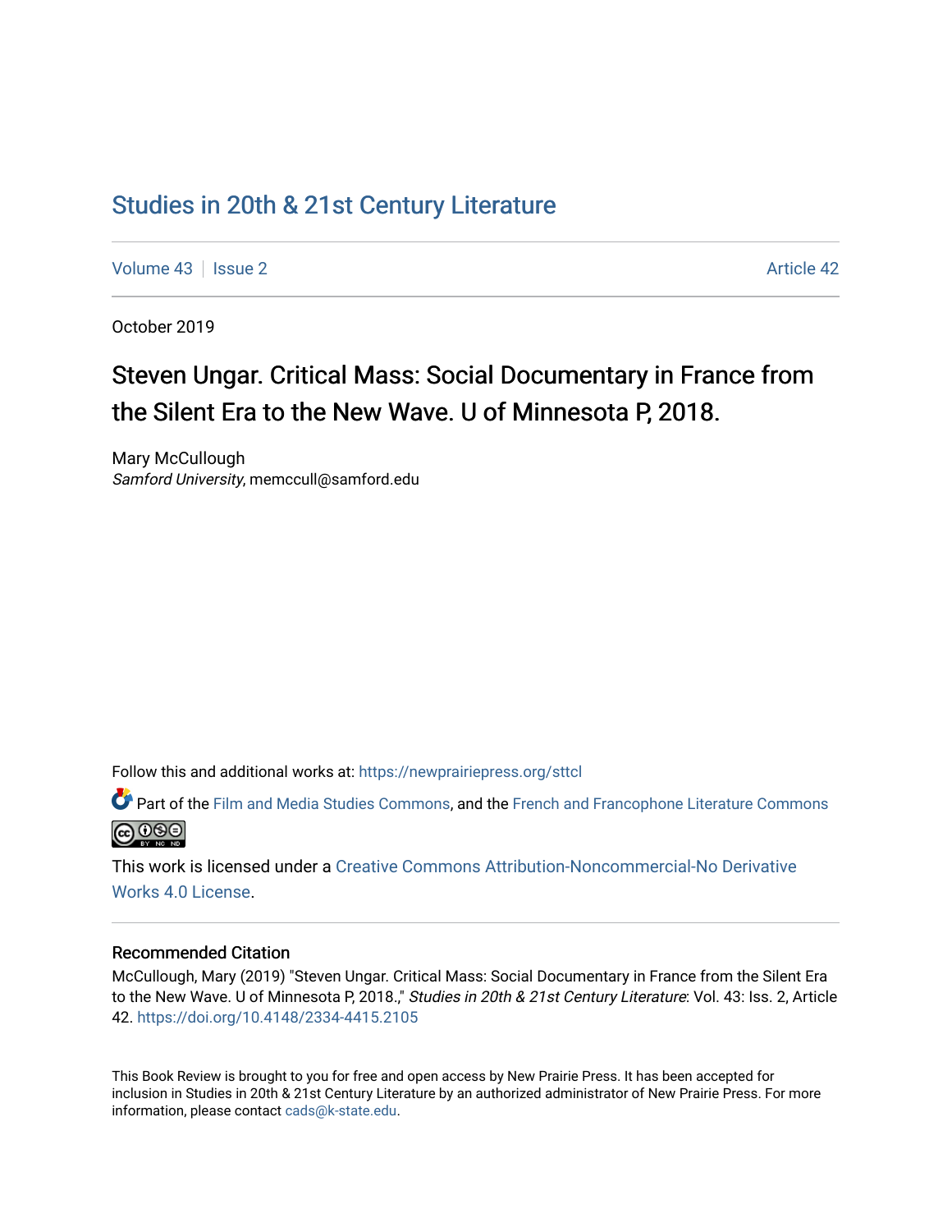# Studies in 20th & 21st Century Literature

Volume 43 | Issue 2 Article 42

October 2019

## Steven Ungar. Critical Mass: Social Documentary in France from the Silent Era to the New Wave. U of Minnesota P, 2018.

Mary McCullough  
*Samford University*, memccull@samford.edu

Follow this and additional works at: https://newprairiepress.org/sttcl

Part of the Film and Media Studies Commons, and the French and Francophone Literature Commons

This work is licensed under a Creative Commons Attribution-Noncommercial-No Derivative Works 4.0 License.

### Recommended Citation

McCullough, Mary (2019) "Steven Ungar. Critical Mass: Social Documentary in France from the Silent Era to the New Wave. U of Minnesota P, 2018.," *Studies in 20th & 21st Century Literature*: Vol. 43: Iss. 2, Article 42. https://doi.org/10.4148/2334-4415.2105

This Book Review is brought to you for free and open access by New Prairie Press. It has been accepted for inclusion in Studies in 20th & 21st Century Literature by an authorized administrator of New Prairie Press. For more information, please contact cads@k-state.edu.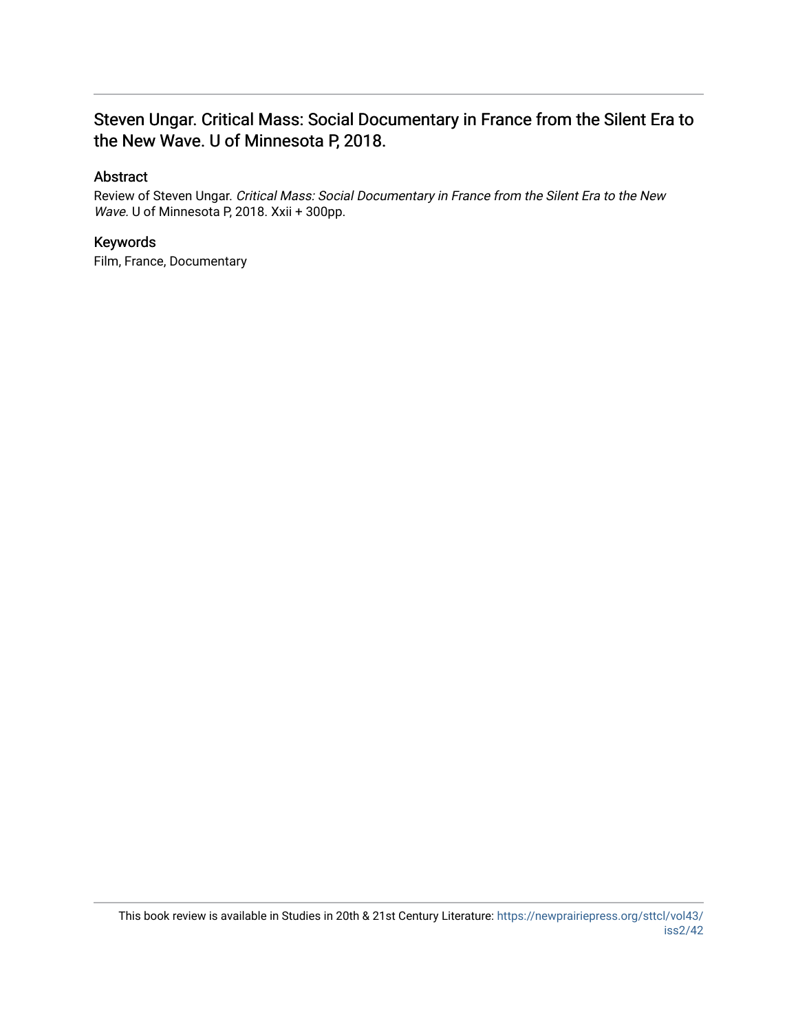## Steven Ungar. Critical Mass: Social Documentary in France from the Silent Era to the New Wave. U of Minnesota P, 2018.

### Abstract

Review of Steven Ungar. *Critical Mass: Social Documentary in France from the Silent Era to the New Wave.* U of Minnesota P, 2018. Xxii + 300pp.

### Keywords

Film, France, Documentary

This book review is available in Studies in 20th & 21st Century Literature: https://newprairiepress.org/sttcl/vol43/iss2/42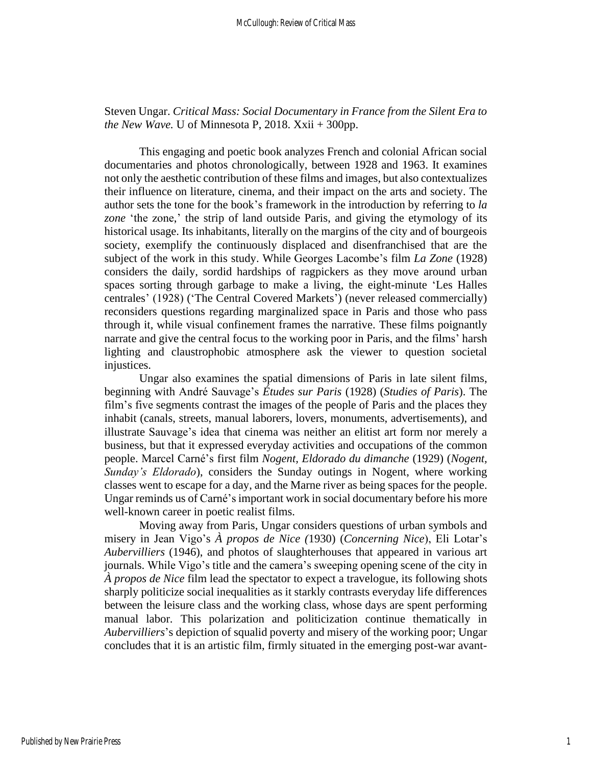Steven Ungar. *Critical Mass: Social Documentary in France from the Silent Era to the New Wave.* U of Minnesota P, 2018. Xxii + 300pp.

This engaging and poetic book analyzes French and colonial African social documentaries and photos chronologically, between 1928 and 1963. It examines not only the aesthetic contribution of these films and images, but also contextualizes their influence on literature, cinema, and their impact on the arts and society. The author sets the tone for the book's framework in the introduction by referring to *la zone* 'the zone,' the strip of land outside Paris, and giving the etymology of its historical usage. Its inhabitants, literally on the margins of the city and of bourgeois society, exemplify the continuously displaced and disenfranchised that are the subject of the work in this study. While Georges Lacombe's film *La Zone* (1928) considers the daily, sordid hardships of ragpickers as they move around urban spaces sorting through garbage to make a living, the eight-minute 'Les Halles centrales' (1928) ('The Central Covered Markets') (never released commercially) reconsiders questions regarding marginalized space in Paris and those who pass through it, while visual confinement frames the narrative. These films poignantly narrate and give the central focus to the working poor in Paris, and the films' harsh lighting and claustrophobic atmosphere ask the viewer to question societal injustices.

Ungar also examines the spatial dimensions of Paris in late silent films, beginning with André Sauvage's *Études sur Paris* (1928) (*Studies of Paris*). The film's five segments contrast the images of the people of Paris and the places they inhabit (canals, streets, manual laborers, lovers, monuments, advertisements), and illustrate Sauvage's idea that cinema was neither an elitist art form nor merely a business, but that it expressed everyday activities and occupations of the common people. Marcel Carné's first film *Nogent, Eldorado du dimanche* (1929) (*Nogent, Sunday's Eldorado*), considers the Sunday outings in Nogent, where working classes went to escape for a day, and the Marne river as being spaces for the people. Ungar reminds us of Carné's important work in social documentary before his more well-known career in poetic realist films.

Moving away from Paris, Ungar considers questions of urban symbols and misery in Jean Vigo's *À propos de Nice (*1930) (*Concerning Nice*), Eli Lotar's *Aubervilliers* (1946), and photos of slaughterhouses that appeared in various art journals. While Vigo's title and the camera's sweeping opening scene of the city in *À propos de Nice* film lead the spectator to expect a travelogue, its following shots sharply politicize social inequalities as it starkly contrasts everyday life differences between the leisure class and the working class, whose days are spent performing manual labor. This polarization and politicization continue thematically in *Aubervilliers*'s depiction of squalid poverty and misery of the working poor; Ungar concludes that it is an artistic film, firmly situated in the emerging post-war avant-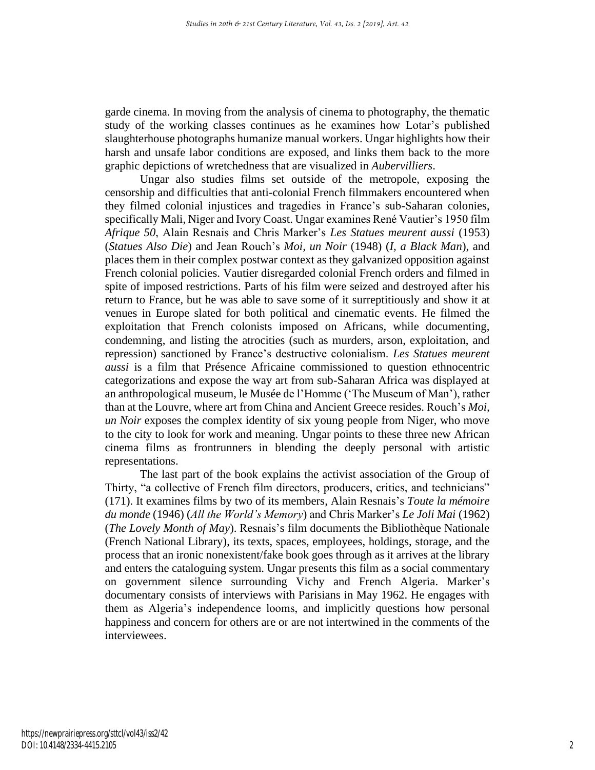garde cinema. In moving from the analysis of cinema to photography, the thematic study of the working classes continues as he examines how Lotar's published slaughterhouse photographs humanize manual workers. Ungar highlights how their harsh and unsafe labor conditions are exposed, and links them back to the more graphic depictions of wretchedness that are visualized in *Aubervilliers*.

Ungar also studies films set outside of the metropole, exposing the censorship and difficulties that anti-colonial French filmmakers encountered when they filmed colonial injustices and tragedies in France's sub-Saharan colonies, specifically Mali, Niger and Ivory Coast. Ungar examines René Vautier's 1950 film *Afrique 50*, Alain Resnais and Chris Marker's *Les Statues meurent aussi* (1953) (*Statues Also Die*) and Jean Rouch's *Moi, un Noir* (1948) (*I, a Black Man*), and places them in their complex postwar context as they galvanized opposition against French colonial policies. Vautier disregarded colonial French orders and filmed in spite of imposed restrictions. Parts of his film were seized and destroyed after his return to France, but he was able to save some of it surreptitiously and show it at venues in Europe slated for both political and cinematic events. He filmed the exploitation that French colonists imposed on Africans, while documenting, condemning, and listing the atrocities (such as murders, arson, exploitation, and repression) sanctioned by France's destructive colonialism. *Les Statues meurent aussi* is a film that Présence Africaine commissioned to question ethnocentric categorizations and expose the way art from sub-Saharan Africa was displayed at an anthropological museum, le Musée de l'Homme ('The Museum of Man'), rather than at the Louvre, where art from China and Ancient Greece resides. Rouch's *Moi, un Noir* exposes the complex identity of six young people from Niger, who move to the city to look for work and meaning. Ungar points to these three new African cinema films as frontrunners in blending the deeply personal with artistic representations.

The last part of the book explains the activist association of the Group of Thirty, "a collective of French film directors, producers, critics, and technicians" (171). It examines films by two of its members, Alain Resnais's *Toute la mémoire du monde* (1946) (*All the World's Memory*) and Chris Marker's *Le Joli Mai* (1962) (*The Lovely Month of May*). Resnais's film documents the Bibliothèque Nationale (French National Library), its texts, spaces, employees, holdings, storage, and the process that an ironic nonexistent/fake book goes through as it arrives at the library and enters the cataloguing system. Ungar presents this film as a social commentary on government silence surrounding Vichy and French Algeria. Marker's documentary consists of interviews with Parisians in May 1962. He engages with them as Algeria's independence looms, and implicitly questions how personal happiness and concern for others are or are not intertwined in the comments of the interviewees.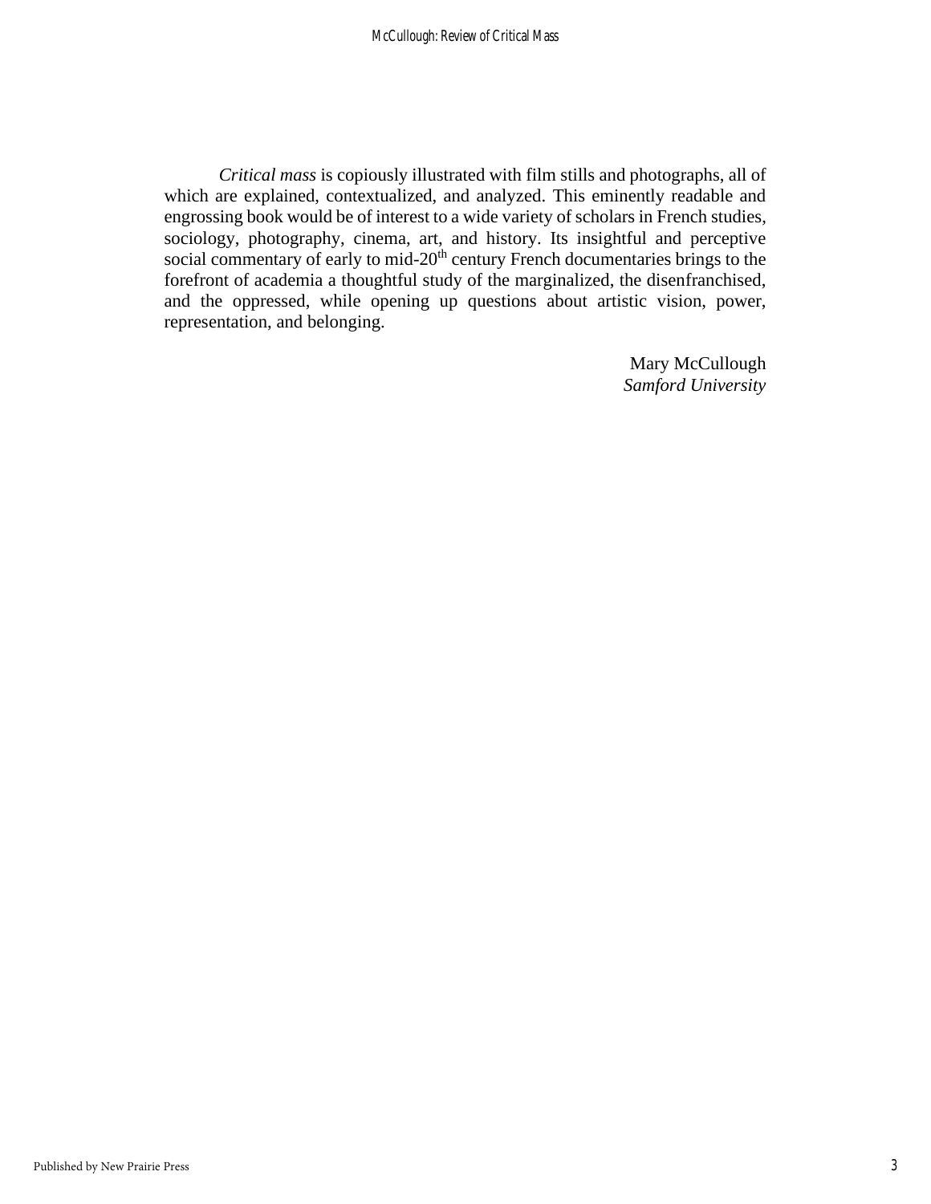*Critical mass* is copiously illustrated with film stills and photographs, all of which are explained, contextualized, and analyzed. This eminently readable and engrossing book would be of interest to a wide variety of scholars in French studies, sociology, photography, cinema, art, and history. Its insightful and perceptive social commentary of early to mid-20th century French documentaries brings to the forefront of academia a thoughtful study of the marginalized, the disenfranchised, and the oppressed, while opening up questions about artistic vision, power, representation, and belonging.

Mary McCullough
*Samford University*